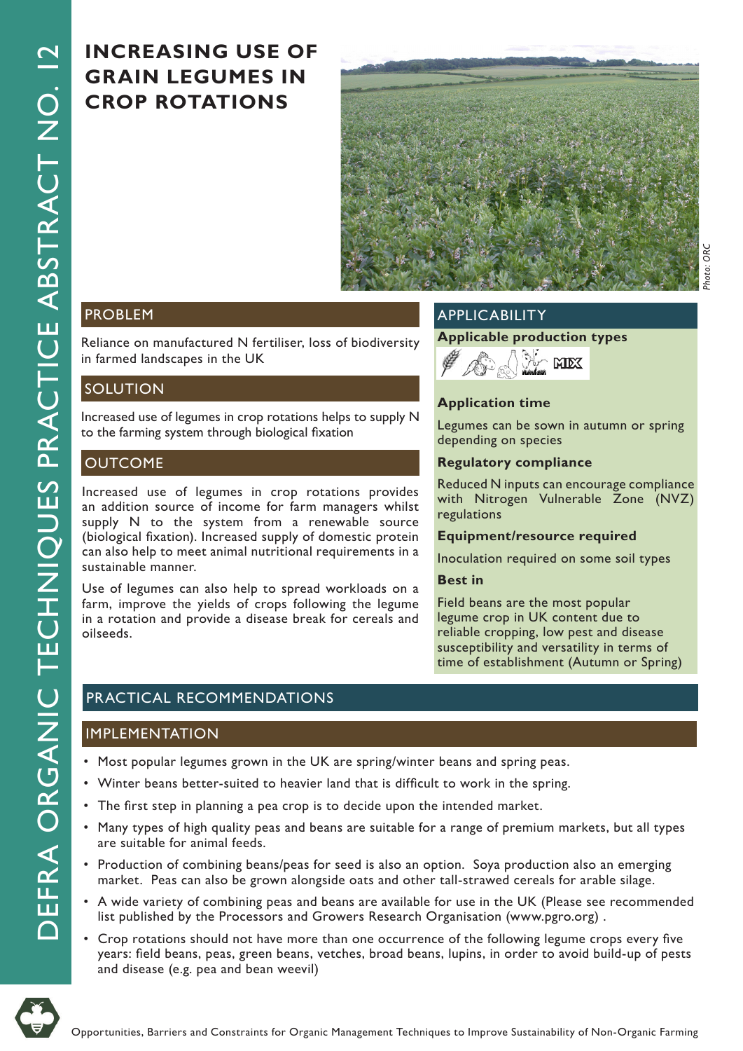# INCREASING USE OF GRAIN LEGUMES IN CROP ROTATIONS

*Photo: ORC*

## PROBLEM

Reliance on manufactured N fertiliser, loss of biodiversity in farmed landscapes in the UK

## SOLUTION

Increased use of legumes in crop rotations helps to supply N to the farming system through biological fixation

## OUTCOME

Increased use of legumes in crop rotations provides an addition source of income for farm managers whilst supply N to the system from a renewable source (biological fixation). Increased supply of domestic protein can also help to meet animal nutritional requirements in a sustainable manner.

Use of legumes can also help to spread workloads on a farm, improve the yields of crops following the legume in a rotation and provide a disease break for cereals and oilseeds.

## APPLICABILITY

**Applicable production types**

MIX

**Application time**

Legumes can be sown in autumn or spring depending on species

**Regulatory compliance**

Reduced N inputs can encourage compliance with Nitrogen Vulnerable Zone (NVZ) regulations

**Equipment/resource required**

Inoculation required on some soil types

**Best in**

Field beans are the most popular legume crop in UK content due to reliable cropping, low pest and disease susceptibility and versatility in terms of time of establishment (Autumn or Spring)

## PRACTICAL RECOMMENDATIONS

### IMPLEMENTATION

- Most popular legumes grown in the UK are spring/winter beans and spring peas.
- Winter beans better-suited to heavier land that is difficult to work in the spring.
- The first step in planning a pea crop is to decide upon the intended market.
- Many types of high quality peas and beans are suitable for a range of premium markets, but all types are suitable for animal feeds.
- Production of combining beans/peas for seed is also an option. Soya production also an emerging market. Peas can also be grown alongside oats and other tall-strawed cereals for arable silage.
- A wide variety of combining peas and beans are available for use in the UK (Please see recommended list published by the Processors and Growers Research Organisation (www.pgro.org) .
- Crop rotations should not have more than one occurrence of the following legume crops every five years: field beans, peas, green beans, vetches, broad beans, lupins, in order to avoid build-up of pests and disease (e.g. pea and bean weevil)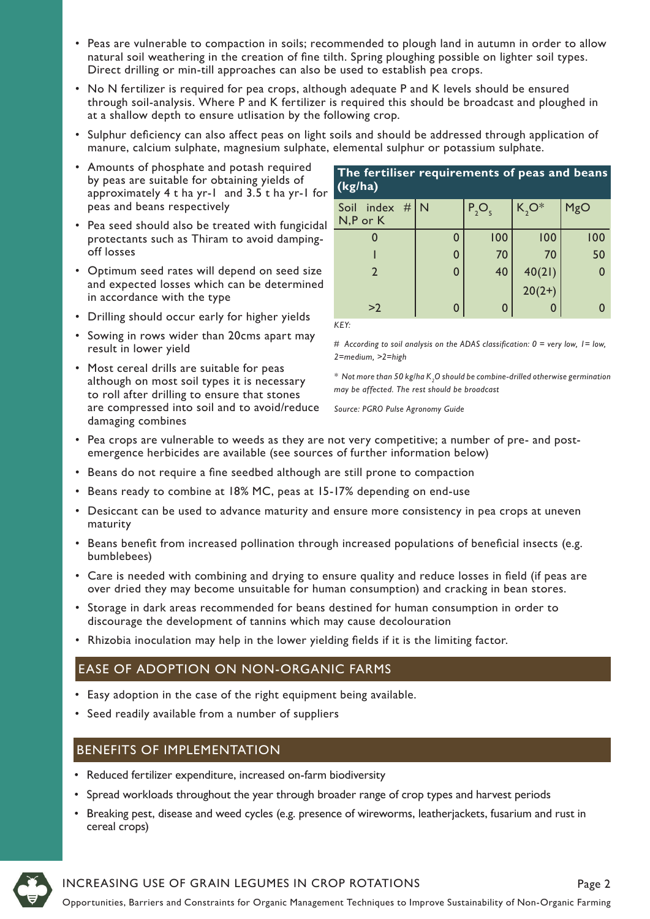- Peas are vulnerable to compaction in soils; recommended to plough land in autumn in order to allow natural soil weathering in the creation of fine tilth. Spring ploughing possible on lighter soil types. Direct drilling or min-till approaches can also be used to establish pea crops.
- No N fertilizer is required for pea crops, although adequate P and K levels should be ensured through soil-analysis. Where P and K fertilizer is required this should be broadcast and ploughed in at a shallow depth to ensure utlisation by the following crop.
- Sulphur deficiency can also affect peas on light soils and should be addressed through application of manure, calcium sulphate, magnesium sulphate, elemental sulphur or potassium sulphate.
- Amounts of phosphate and potash required by peas are suitable for obtaining yields of approximately 4 t ha yr-1 and 3.5 t ha yr-1 for peas and beans respectively
- Pea seed should also be treated with fungicidal protectants such as Thiram to avoid damping-off losses
- Optimum seed rates will depend on seed size and expected losses which can be determined in accordance with the type
- Drilling should occur early for higher yields
- Sowing in rows wider than 20cms apart may result in lower yield
- Most cereal drills are suitable for peas although on most soil types it is necessary to roll after drilling to ensure that stones are compressed into soil and to avoid/reduce damaging combines

**The fertiliser requirements of peas and beans (kg/ha)**

| Soil index # N,P or K | N | $P_2O_5$ | $K_2O$* | MgO |
|---|---|---|---|---|
| 0 | 0 | 100 | 100 | 100 |
| 1 | 0 | 70 | 70 | 50 |
| 2 | 0 | 40 | 40(2I) | 0 |
| | | | 20(2+) | |
| >2 | 0 | 0 | 0 | 0 |

*KEY:*

*# According to soil analysis on the ADAS classification: 0 = very low, 1= low, 2=medium, >2=high*

*\* Not more than 50 kg/ha $K_2O$ should be combine-drilled otherwise germination may be affected. The rest should be broadcast*

*Source: PGRO Pulse Agronomy Guide*

- Pea crops are vulnerable to weeds as they are not very competitive; a number of pre- and post-emergence herbicides are available (see sources of further information below)
- Beans do not require a fine seedbed although are still prone to compaction
- Beans ready to combine at 18% MC, peas at 15-17% depending on end-use
- Desiccant can be used to advance maturity and ensure more consistency in pea crops at uneven maturity
- Beans benefit from increased pollination through increased populations of beneficial insects (e.g. bumblebees)
- Care is needed with combining and drying to ensure quality and reduce losses in field (if peas are over dried they may become unsuitable for human consumption) and cracking in bean stores.
- Storage in dark areas recommended for beans destined for human consumption in order to discourage the development of tannins which may cause decolouration
- Rhizobia inoculation may help in the lower yielding fields if it is the limiting factor.

## EASE OF ADOPTION ON NON-ORGANIC FARMS

- Easy adoption in the case of the right equipment being available.
- Seed readily available from a number of suppliers

## BENEFITS OF IMPLEMENTATION

- Reduced fertilizer expenditure, increased on-farm biodiversity
- Spread workloads throughout the year through broader range of crop types and harvest periods
- Breaking pest, disease and weed cycles (e.g. presence of wireworms, leatherjackets, fusarium and rust in cereal crops)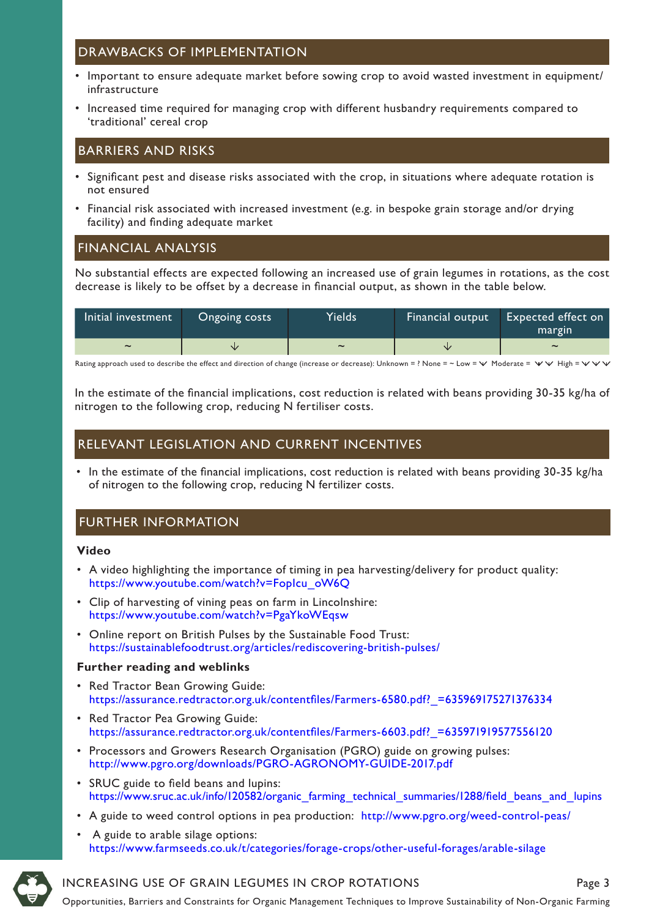## DRAWBACKS OF IMPLEMENTATION

- Important to ensure adequate market before sowing crop to avoid wasted investment in equipment/ infrastructure
- Increased time required for managing crop with different husbandry requirements compared to 'traditional' cereal crop

## BARRIERS AND RISKS

- Significant pest and disease risks associated with the crop, in situations where adequate rotation is not ensured
- Financial risk associated with increased investment (e.g. in bespoke grain storage and/or drying facility) and finding adequate market

## FINANCIAL ANALYSIS

No substantial effects are expected following an increased use of grain legumes in rotations, as the cost decrease is likely to be offset by a decrease in financial output, as shown in the table below.

| Initial investment | Ongoing costs | Yields | Financial output | Expected effect on margin |
|---|---|---|---|---|
| ~ | ↓ | ~ | ↓ | ~ |

Rating approach used to describe the effect and direction of change (increase or decrease): Unknown = ? None = ~ Low = ✓ Moderate = ✓✓ High = ✓✓✓

In the estimate of the financial implications, cost reduction is related with beans providing 30-35 kg/ha of nitrogen to the following crop, reducing N fertiliser costs.

## RELEVANT LEGISLATION AND CURRENT INCENTIVES

- In the estimate of the financial implications, cost reduction is related with beans providing 30-35 kg/ha of nitrogen to the following crop, reducing N fertilizer costs.

## FURTHER INFORMATION

**Video**

- A video highlighting the importance of timing in pea harvesting/delivery for product quality: https://www.youtube.com/watch?v=FopIcu_oW6Q
- Clip of harvesting of vining peas on farm in Lincolnshire: https://www.youtube.com/watch?v=PgaYkoWEqsw
- Online report on British Pulses by the Sustainable Food Trust: https://sustainablefoodtrust.org/articles/rediscovering-british-pulses/

**Further reading and weblinks**

- Red Tractor Bean Growing Guide: https://assurance.redtractor.org.uk/contentfiles/Farmers-6580.pdf?_=635969175271376334
- Red Tractor Pea Growing Guide: https://assurance.redtractor.org.uk/contentfiles/Farmers-6603.pdf?_=635971919577556120
- Processors and Growers Research Organisation (PGRO) guide on growing pulses: http://www.pgro.org/downloads/PGRO-AGRONOMY-GUIDE-2017.pdf
- SRUC guide to field beans and lupins: https://www.sruc.ac.uk/info/120582/organic_farming_technical_summaries/1288/field_beans_and_lupins
- A guide to weed control options in pea production: http://www.pgro.org/weed-control-peas/
- A guide to arable silage options: https://www.farmseeds.co.uk/t/categories/forage-crops/other-useful-forages/arable-silage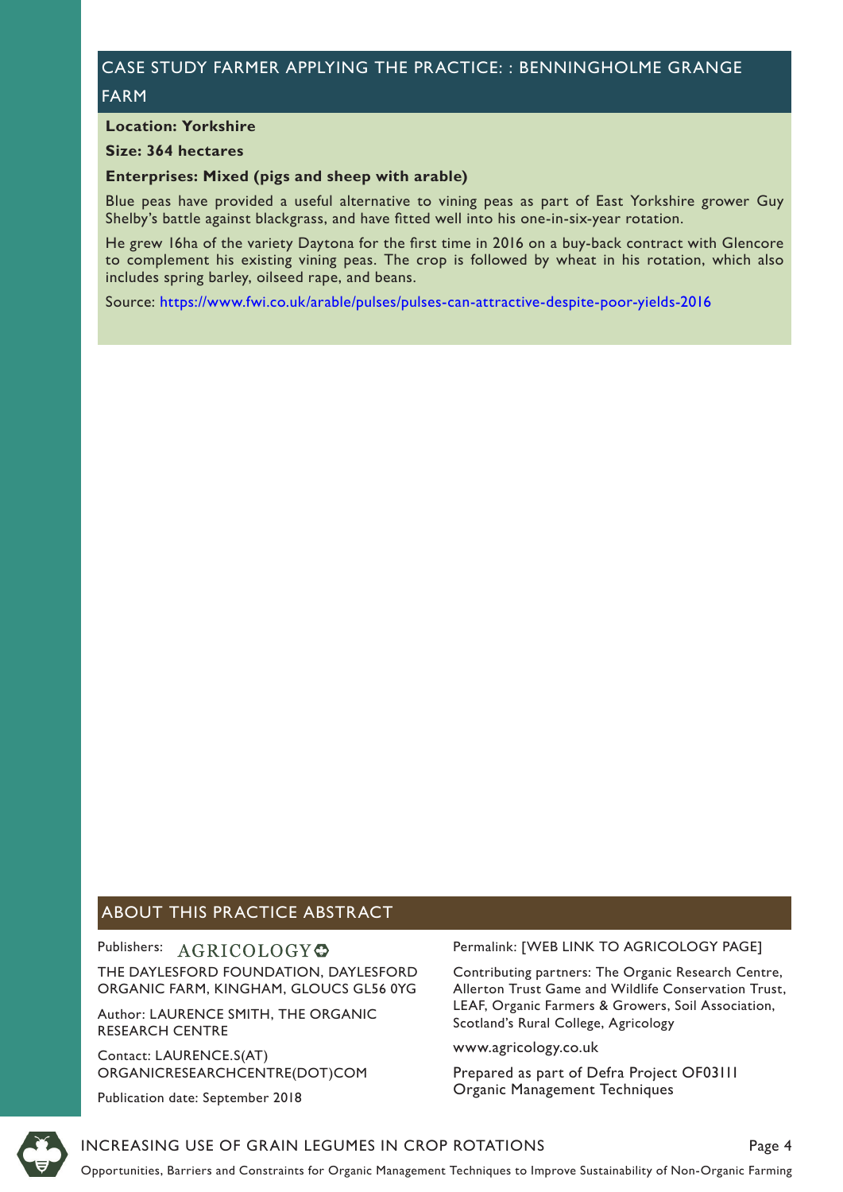## CASE STUDY FARMER APPLYING THE PRACTICE: : BENNINGHOLME GRANGE FARM

**Location: Yorkshire**

**Size: 364 hectares**

**Enterprises: Mixed (pigs and sheep with arable)**

Blue peas have provided a useful alternative to vining peas as part of East Yorkshire grower Guy Shelby's battle against blackgrass, and have fitted well into his one-in-six-year rotation.

He grew 16ha of the variety Daytona for the first time in 2016 on a buy-back contract with Glencore to complement his existing vining peas. The crop is followed by wheat in his rotation, which also includes spring barley, oilseed rape, and beans.

Source: https://www.fwi.co.uk/arable/pulses/pulses-can-attractive-despite-poor-yields-2016

## ABOUT THIS PRACTICE ABSTRACT

Publishers: AGRICOLOGY

THE DAYLESFORD FOUNDATION, DAYLESFORD ORGANIC FARM, KINGHAM, GLOUCS GL56 0YG

Author: LAURENCE SMITH, THE ORGANIC RESEARCH CENTRE

Contact: LAURENCE.S(AT) ORGANICRESEARCHCENTRE(DOT)COM

Publication date: September 2018

Permalink: [WEB LINK TO AGRICOLOGY PAGE]

Contributing partners: The Organic Research Centre, Allerton Trust Game and Wildlife Conservation Trust, LEAF, Organic Farmers & Growers, Soil Association, Scotland's Rural College, Agricology

www.agricology.co.uk

Prepared as part of Defra Project OF03111 Organic Management Techniques